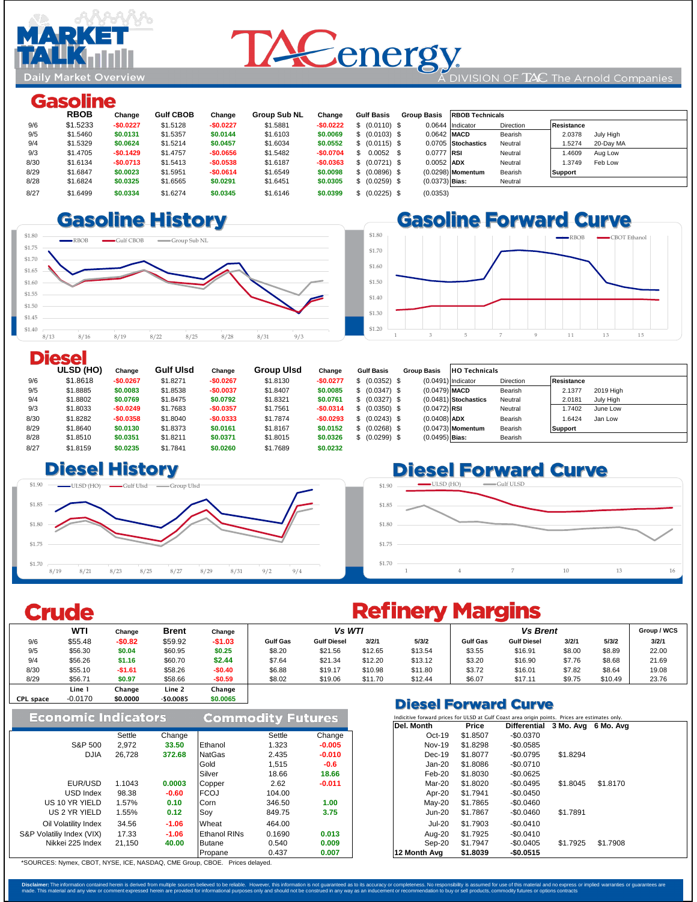# MARKET TALK
Daily Market Overview

TACenergy
A DIVISION OF TAC The Arnold Companies

## Gasoline

| | RBOB | Change | Gulf CBOB | Change | Group Sub NL | Change | Gulf Basis | Group Basis |
|---|---|---|---|---|---|---|---|---|
| 9/6 | $1.5233 | -$0.0227 | $1.5128 | -$0.0227 | $1.5881 | -$0.0222 | $ (0.0110) | $ 0.0644 |
| 9/5 | $1.5460 | $0.0131 | $1.5357 | $0.0144 | $1.6103 | $0.0069 | $ (0.0103) | $ 0.0642 |
| 9/4 | $1.5329 | $0.0624 | $1.5214 | $0.0457 | $1.6034 | $0.0552 | $ (0.0115) | $ 0.0705 |
| 9/3 | $1.4705 | -$0.1429 | $1.4757 | -$0.0656 | $1.5482 | -$0.0704 | $ 0.0052 | $ 0.0777 |
| 8/30 | $1.6134 | -$0.0713 | $1.5413 | -$0.0538 | $1.6187 | -$0.0363 | $ (0.0721) | $ 0.0052 |
| 8/29 | $1.6847 | $0.0023 | $1.5951 | -$0.0614 | $1.6549 | $0.0098 | $ (0.0896) | $ (0.0298) |
| 8/28 | $1.6824 | $0.0325 | $1.6565 | $0.0291 | $1.6451 | $0.0305 | $ (0.0259) | $ (0.0373) |
| 8/27 | $1.6499 | $0.0334 | $1.6274 | $0.0345 | $1.6146 | $0.0399 | $ (0.0225) | $ (0.0353) |

| RBOB Technicals | | Resistance | |
|---|---|---|---|
| Indicator | Direction | 2.0378 | July High |
| MACD | Bearish | 1.5274 | 20-Day MA |
| Stochastics | Neutral | 1.4609 | Aug Low |
| RSI | Neutral | 1.3749 | Feb Low |
| ADX | Neutral | Support | |
| Momentum | Bearish | | |
| Bias: | Neutral | | |

## Gasoline History

## Gasoline Forward Curve

## Diesel

| | ULSD (HO) | Change | Gulf Ulsd | Change | Group Ulsd | Change | Gulf Basis | Group Basis |
|---|---|---|---|---|---|---|---|---|
| 9/6 | $1.8618 | -$0.0267 | $1.8271 | -$0.0267 | $1.8130 | -$0.0277 | $ (0.0352) | $ (0.0491) |
| 9/5 | $1.8885 | $0.0083 | $1.8538 | -$0.0037 | $1.8407 | $0.0085 | $ (0.0347) | $ (0.0479) |
| 9/4 | $1.8802 | $0.0769 | $1.8475 | $0.0792 | $1.8321 | $0.0761 | $ (0.0327) | $ (0.0481) |
| 9/3 | $1.8033 | -$0.0249 | $1.7683 | -$0.0357 | $1.7561 | -$0.0314 | $ (0.0350) | $ (0.0472) |
| 8/30 | $1.8282 | -$0.0358 | $1.8040 | -$0.0333 | $1.7874 | -$0.0293 | $ (0.0243) | $ (0.0408) |
| 8/29 | $1.8640 | $0.0130 | $1.8373 | $0.0161 | $1.8167 | $0.0152 | $ (0.0268) | $ (0.0473) |
| 8/28 | $1.8510 | $0.0351 | $1.8211 | $0.0371 | $1.8015 | $0.0326 | $ (0.0299) | $ (0.0495) |
| 8/27 | $1.8159 | $0.0235 | $1.7841 | $0.0260 | $1.7689 | $0.0232 | | |

| HO Technicals | | Resistance | |
|---|---|---|---|
| Indicator | Direction | 2.1377 | 2019 High |
| MACD | Bearish | 2.0181 | July High |
| Stochastics | Neutral | 1.7402 | June Low |
| RSI | Neutral | 1.6424 | Jan Low |
| ADX | Bearish | Support | |
| Momentum | Bearish | | |
| Bias: | Bearish | | |

## Diesel History

## Diesel Forward Curve

## Crude

| | WTI | Change | Brent | Change |
|---|---|---|---|---|
| 9/6 | $55.48 | -$0.82 | $59.92 | -$1.03 |
| 9/5 | $56.30 | $0.04 | $60.95 | $0.25 |
| 9/4 | $56.26 | $1.16 | $60.70 | $2.44 |
| 8/30 | $55.10 | -$1.61 | $58.26 | -$0.40 |
| 8/29 | $56.71 | $0.97 | $58.66 | -$0.59 |
| | Line 1 | Change | Line 2 | Change |
| CPL space | -0.0170 | $0.0000 | -$0.0085 | $0.0065 |

## Refinery Margins

| Vs WTI | | | | Vs Brent | | | | Group / WCS |
|---|---|---|---|---|---|---|---|---|
| Gulf Gas | Gulf Diesel | 3/2/1 | 5/3/2 | Gulf Gas | Gulf Diesel | 3/2/1 | 5/3/2 | 3/2/1 |
| $8.20 | $21.56 | $12.65 | $13.54 | $3.55 | $16.91 | $8.00 | $8.89 | 22.00 |
| $7.64 | $21.34 | $12.20 | $13.12 | $3.20 | $16.90 | $7.76 | $8.68 | 21.69 |
| $7.47 | $19.51 | $11.24 | $12.06 | $6.88 | $17.33 | $9.31 | $10.16 | 19.44 |
| $6.88 | $19.17 | $10.98 | $11.80 | $3.72 | $16.01 | $7.82 | $8.64 | 19.08 |
| $8.02 | $19.06 | $11.70 | $12.44 | $6.07 | $17.11 | $9.75 | $10.49 | 23.76 |

## Economic Indicators

| | Settle | Change |
|---|---|---|
| S&P 500 | 2,972 | 33.50 |
| DJIA | 26,728 | 372.68 |
| EUR/USD | 1.1043 | 0.0003 |
| USD Index | 98.38 | -0.60 |
| US 10 YR YIELD | 1.57% | 0.10 |
| US 2 YR YIELD | 1.55% | 0.12 |
| Oil Volatility Index | 34.56 | -1.06 |
| S&P Volatiliy Index (VIX) | 17.33 | -1.06 |
| Nikkei 225 Index | 21,150 | 40.00 |

## Commodity Futures

| | Settle | Change |
|---|---|---|
| Ethanol | 1.323 | -0.005 |
| NatGas | 2.435 | -0.010 |
| Gold | 1,515 | -0.6 |
| Silver | 18.66 | 18.66 |
| Copper | 2.62 | -0.011 |
| FCOJ | 104.00 | |
| Corn | 346.50 | 1.00 |
| Soy | 849.75 | 3.75 |
| Wheat | 464.00 | |
| Ethanol RINs | 0.1690 | 0.013 |
| Butane | 0.540 | 0.009 |
| Propane | 0.437 | 0.007 |

*SOURCES: Nymex, CBOT, NYSE, ICE, NASDAQ, CME Group, CBOE. Prices delayed.

## Diesel Forward Curve

Indicitive forward prices for ULSD at Gulf Coast area origin points. Prices are estimates only.

| Del. Month | Price | Differential | 3 Mo. Avg | 6 Mo. Avg |
|---|---|---|---|---|
| Oct-19 | $1.8507 | -$0.0370 | | |
| Nov-19 | $1.8298 | -$0.0585 | | |
| Dec-19 | $1.8077 | -$0.0795 | $1.8294 | |
| Jan-20 | $1.8086 | -$0.0710 | | |
| Feb-20 | $1.8030 | -$0.0625 | | |
| Mar-20 | $1.8020 | -$0.0495 | $1.8045 | $1.8170 |
| Apr-20 | $1.7941 | -$0.0450 | | |
| May-20 | $1.7865 | -$0.0460 | | |
| Jun-20 | $1.7867 | -$0.0460 | $1.7891 | |
| Jul-20 | $1.7903 | -$0.0410 | | |
| Aug-20 | $1.7925 | -$0.0410 | | |
| Sep-20 | $1.7947 | -$0.0405 | $1.7925 | $1.7908 |
| 12 Month Avg | $1.8039 | -$0.0515 | | |

**Disclaimer:** The information contained herein is derived from multiple sources believed to be reliable. However, this information is not guaranteed as to its accuracy or completeness. No responsibility is assumed for use of this material and no express or implied warranties or guarantees are made. This material and any view or comment expressed herein are provided for informational purposes only and should not be construed in any way as an inducement or recommendation to buy or sell products, commodity futures or options contracts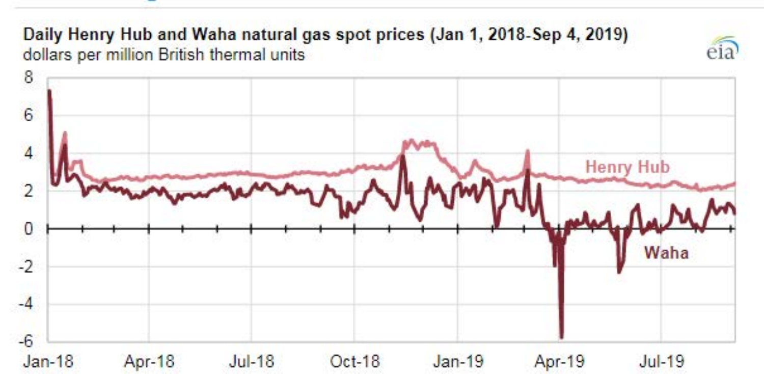**Daily Henry Hub and Waha natural gas spot prices (Jan 1, 2018-Sep 4, 2019)**

dollars per million British thermal units

eia

8

6

4

2

0

-2

-4

-6

Henry Hub

Waha

Jan-18 Apr-18 Jul-18 Oct-18 Jan-19 Apr-19 Jul-19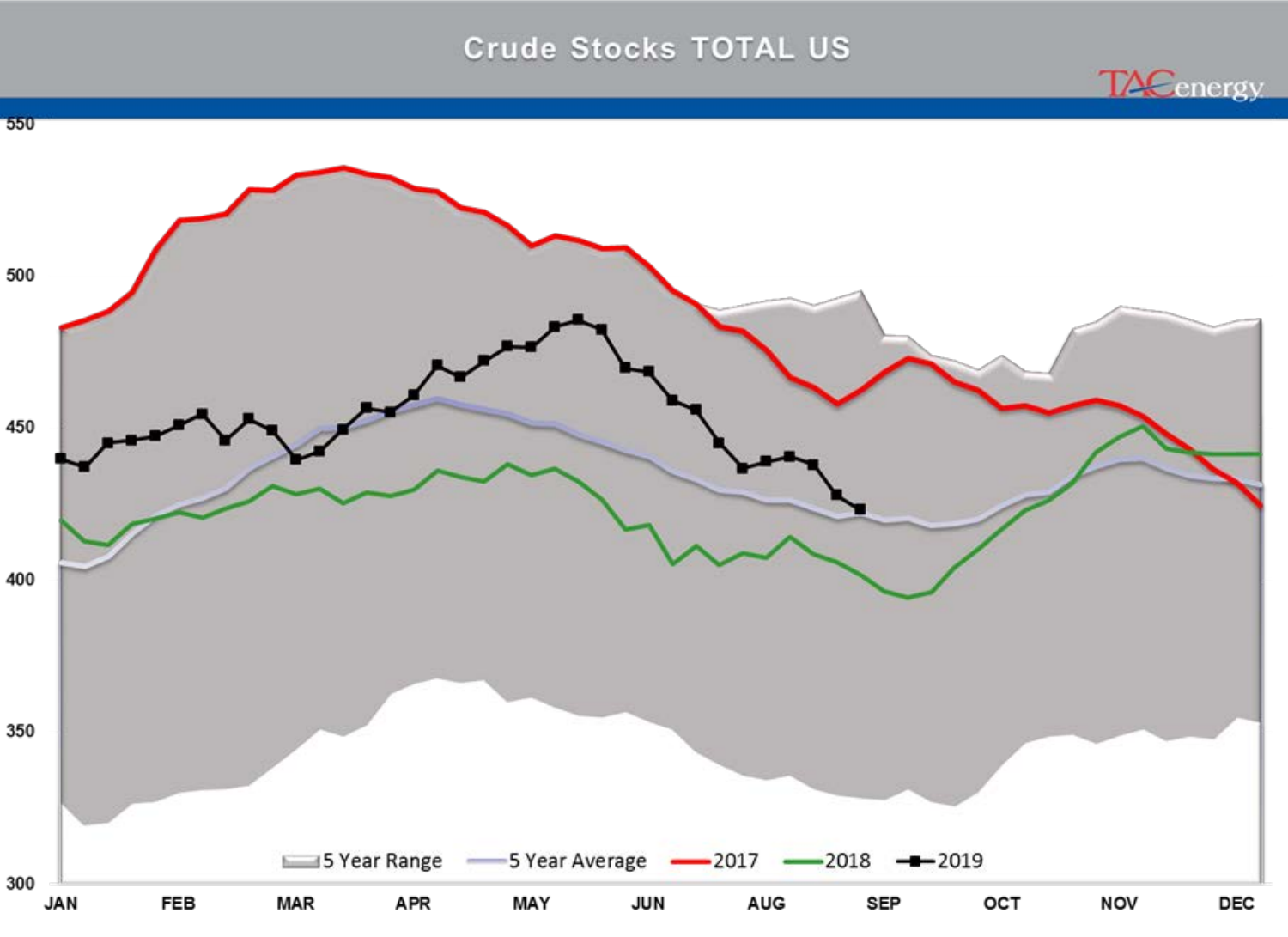## Crude Stocks TOTAL US

TACenergy

550

500

450

400

350

300

JAN FEB MAR APR MAY JUN AUG SEP OCT NOV DEC

5 Year Range — 5 Year Average — 2017 — 2018 — 2019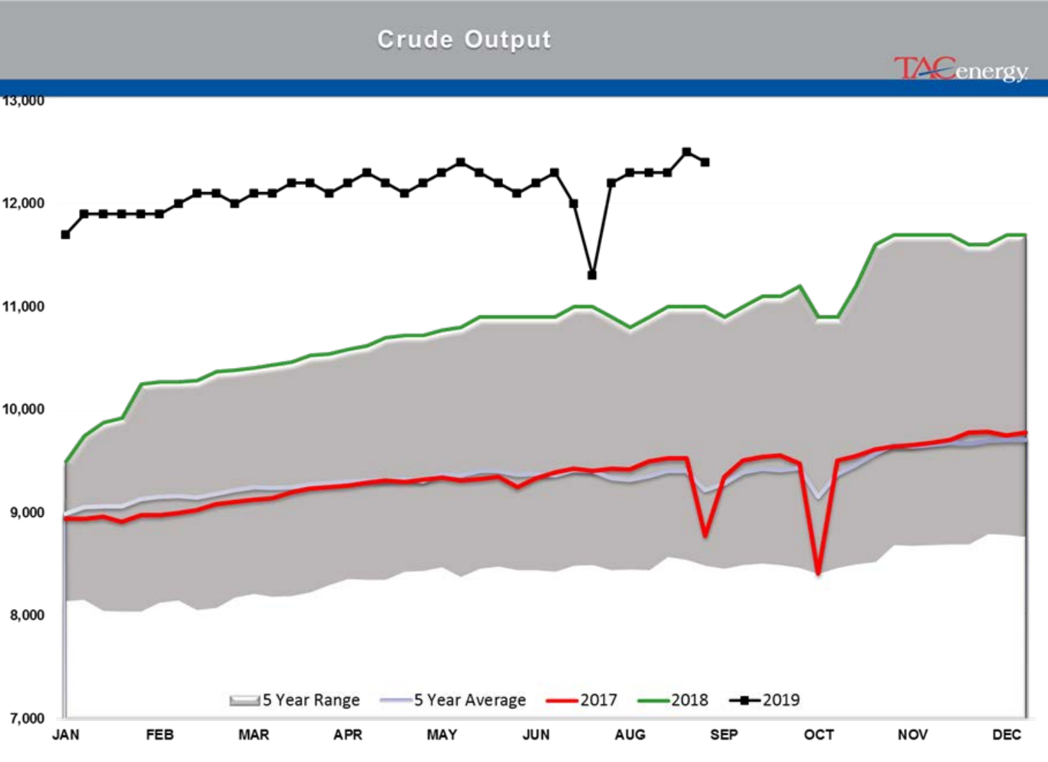# Crude Output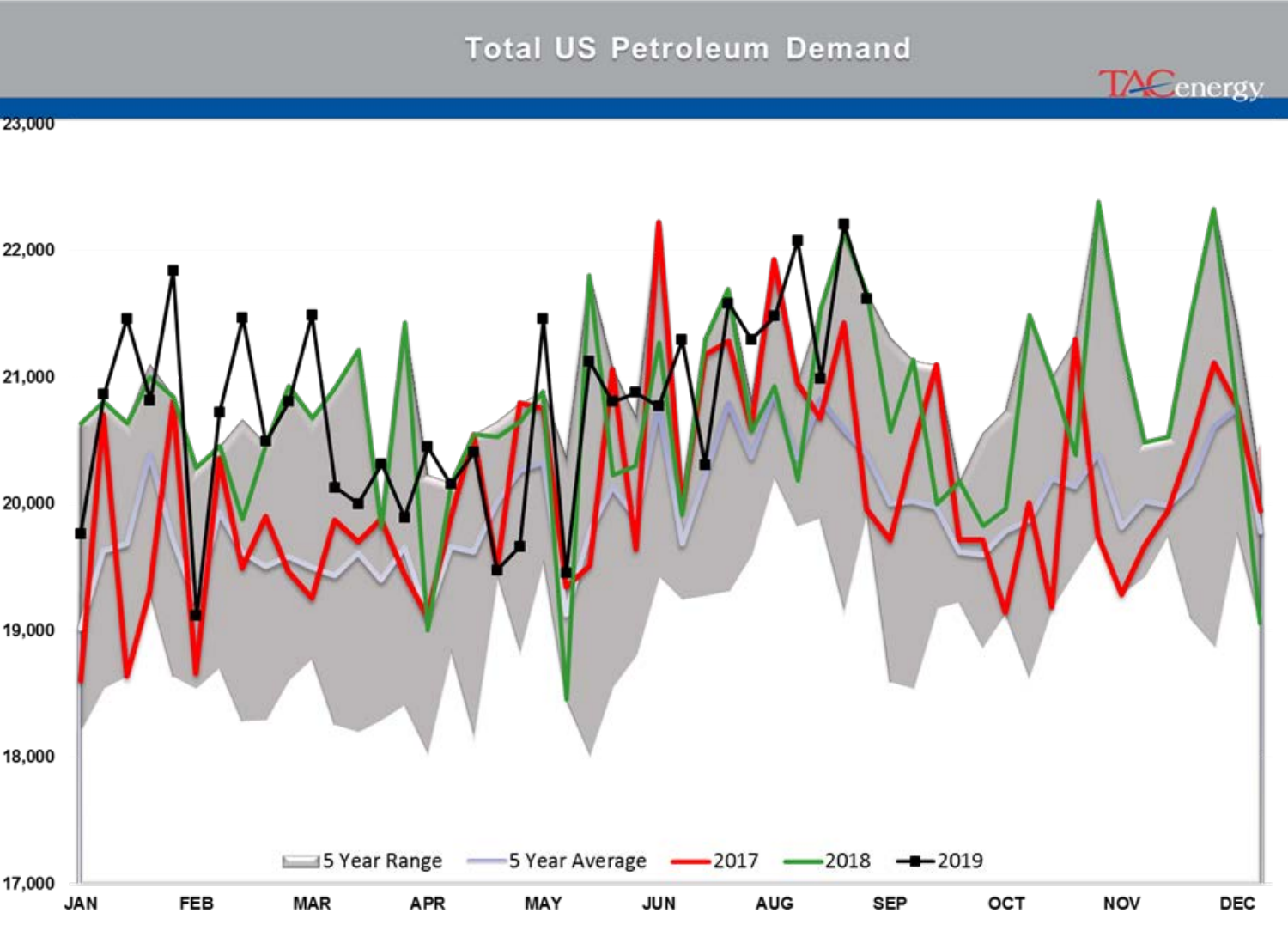# Total US Petroleum Demand

TACenergy

23,000

22,000

21,000

20,000

19,000

18,000

17,000

JAN FEB MAR APR MAY JUN AUG SEP OCT NOV DEC

5 Year Range — 5 Year Average — 2017 — 2018 — 2019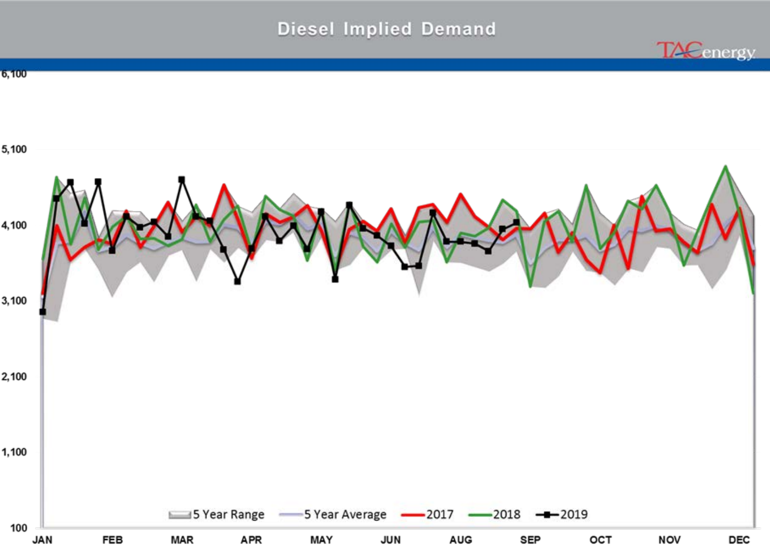## Diesel Implied Demand

TACenergy

| | |
|---|---|
| Y-axis | 100, 1,100, 2,100, 3,100, 4,100, 5,100, 6,100 |
| X-axis | JAN, FEB, MAR, APR, MAY, JUN, AUG, SEP, OCT, NOV, DEC |

5 Year Range — 5 Year Average — 2017 — 2018 — 2019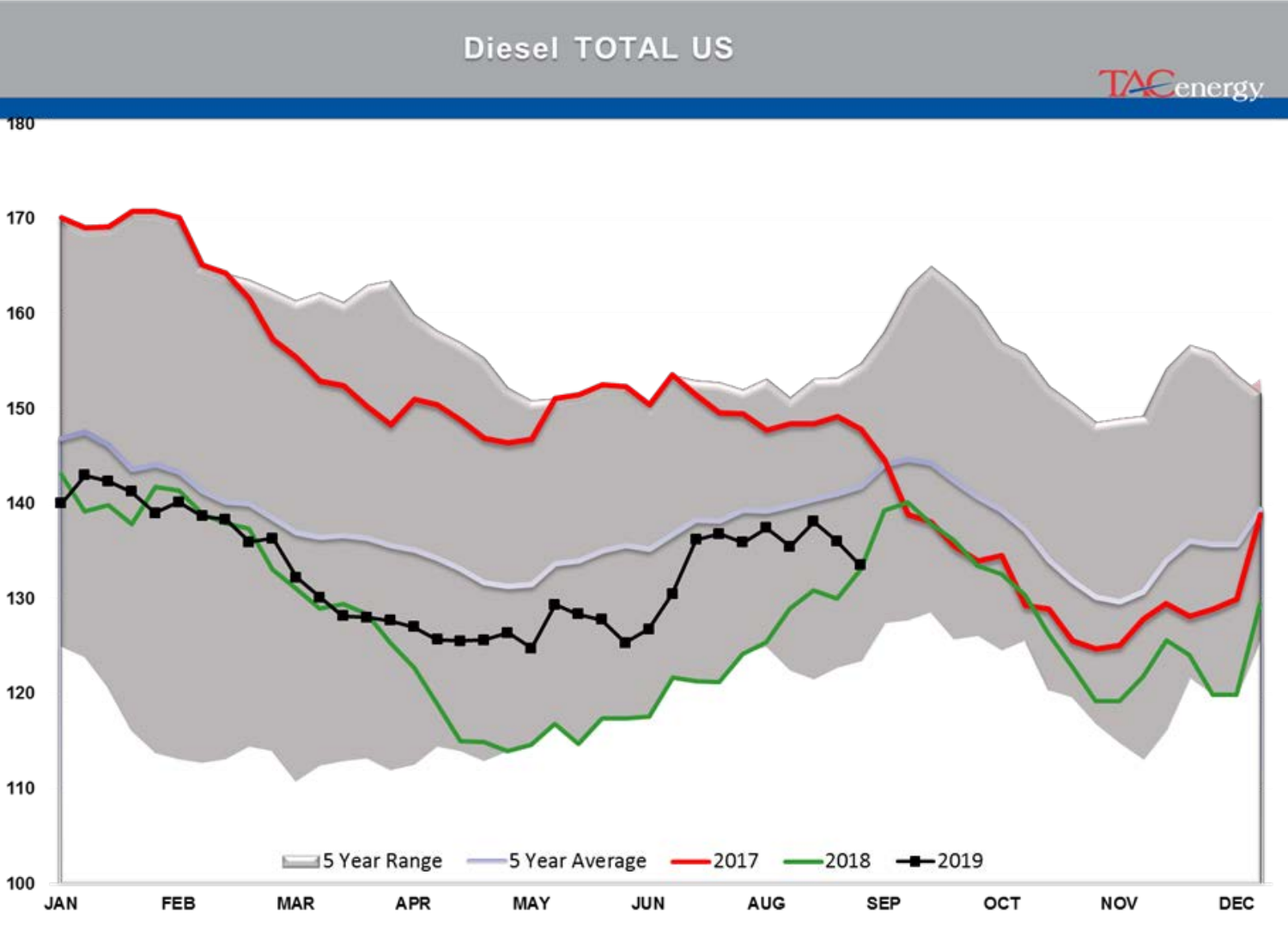# Diesel TOTAL US

TACenergy

| | |
|---|---|
| 180 | |
| 170 | |
| 160 | |
| 150 | |
| 140 | |
| 130 | |
| 120 | |
| 110 | |
| 100 | |

JAN FEB MAR APR MAY JUN AUG SEP OCT NOV DEC

5 Year Range — 5 Year Average — 2017 — 2018 — 2019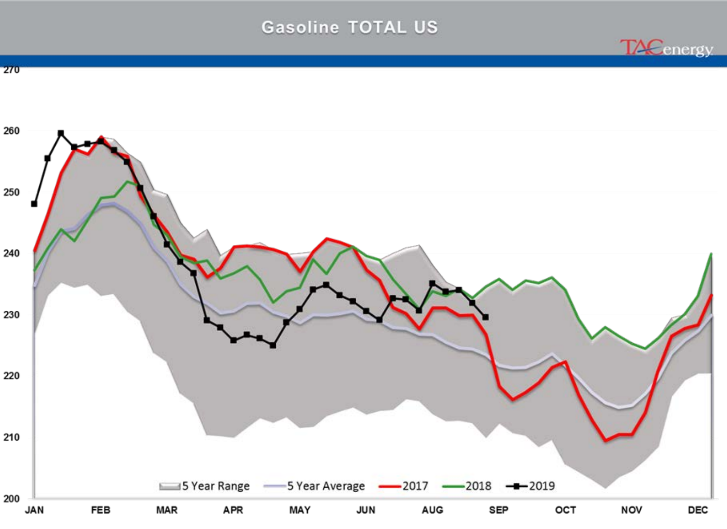## Gasoline TOTAL US

TACenergy

| | |
|---|---|
| 270 | |
| 260 | |
| 250 | |
| 240 | |
| 230 | |
| 220 | |
| 210 | |
| 200 | |

JAN FEB MAR APR MAY JUN AUG SEP OCT NOV DEC

5 Year Range — 5 Year Average — 2017 — 2018 — 2019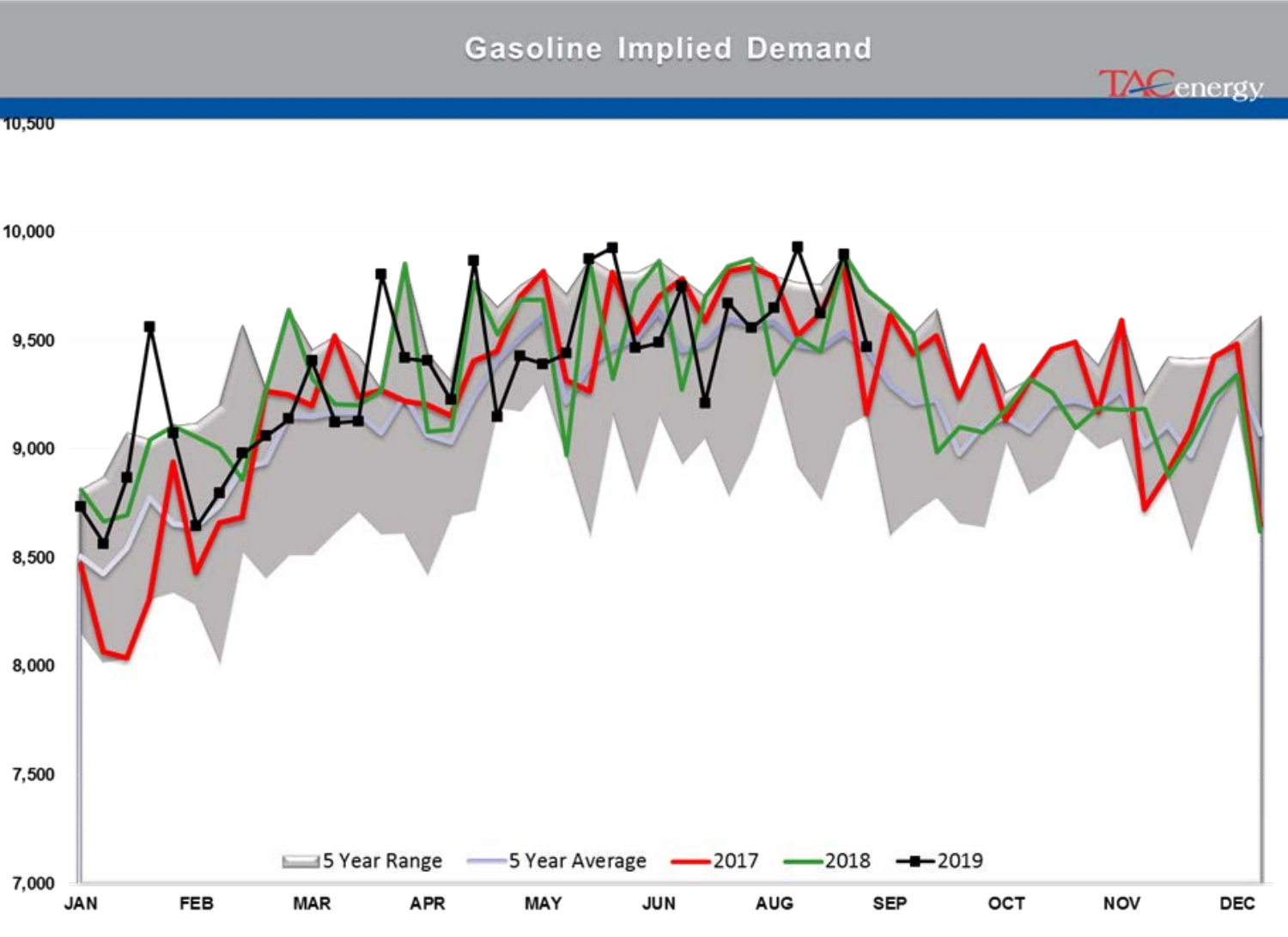Gasoline Implied Demand

TACenergy

10,500

10,000

9,500

9,000

8,500

8,000

7,500

7,000

JAN FEB MAR APR MAY JUN AUG SEP OCT NOV DEC

5 Year Range 5 Year Average 2017 2018 2019